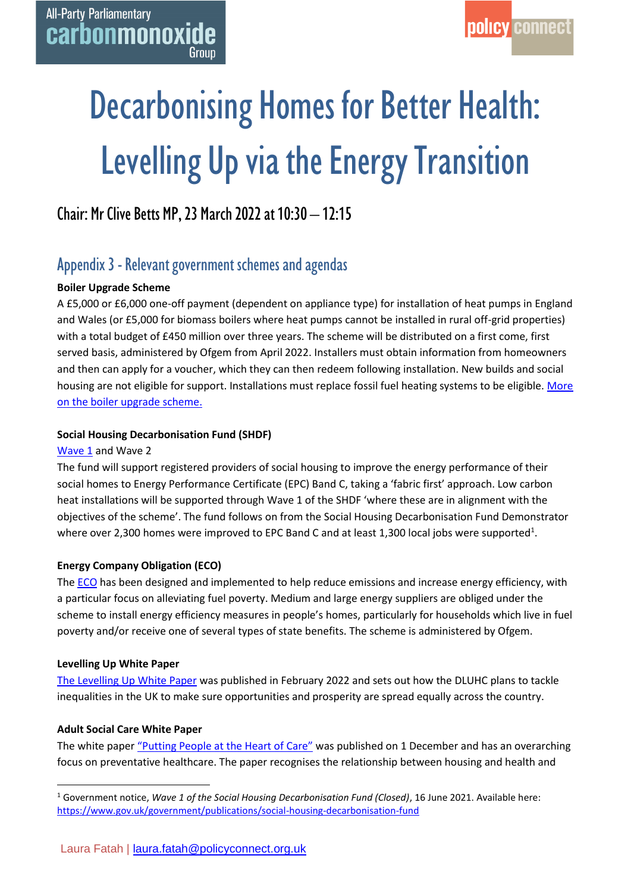All-Party Parliamentary carbonmonoxide Group

policy connect

# Decarbonising Homes for Better Health: Levelling Up via the Energy Transition

## Chair: Mr Clive Betts MP, 23 March 2022 at 10:30 – 12:15

## Appendix 3 - Relevant government schemes and agendas

**Boiler Upgrade Scheme**

A £5,000 or £6,000 one-off payment (dependent on appliance type) for installation of heat pumps in England and Wales (or £5,000 for biomass boilers where heat pumps cannot be installed in rural off-grid properties) with a total budget of £450 million over three years. The scheme will be distributed on a first come, first served basis, administered by Ofgem from April 2022. Installers must obtain information from homeowners and then can apply for a voucher, which they can then redeem following installation. New builds and social housing are not eligible for support. Installations must replace fossil fuel heating systems to be eligible. More on the boiler upgrade scheme.

**Social Housing Decarbonisation Fund (SHDF)**

Wave 1 and Wave 2

The fund will support registered providers of social housing to improve the energy performance of their social homes to Energy Performance Certificate (EPC) Band C, taking a 'fabric first' approach. Low carbon heat installations will be supported through Wave 1 of the SHDF 'where these are in alignment with the objectives of the scheme'. The fund follows on from the Social Housing Decarbonisation Fund Demonstrator where over 2,300 homes were improved to EPC Band C and at least 1,300 local jobs were supported[1].

**Energy Company Obligation (ECO)**

The ECO has been designed and implemented to help reduce emissions and increase energy efficiency, with a particular focus on alleviating fuel poverty. Medium and large energy suppliers are obliged under the scheme to install energy efficiency measures in people's homes, particularly for households which live in fuel poverty and/or receive one of several types of state benefits. The scheme is administered by Ofgem.

**Levelling Up White Paper**

The Levelling Up White Paper was published in February 2022 and sets out how the DLUHC plans to tackle inequalities in the UK to make sure opportunities and prosperity are spread equally across the country.

**Adult Social Care White Paper**

The white paper "Putting People at the Heart of Care" was published on 1 December and has an overarching focus on preventative healthcare. The paper recognises the relationship between housing and health and

[1] Government notice, *Wave 1 of the Social Housing Decarbonisation Fund (Closed)*, 16 June 2021. Available here: https://www.gov.uk/government/publications/social-housing-decarbonisation-fund

Laura Fatah | laura.fatah@policyconnect.org.uk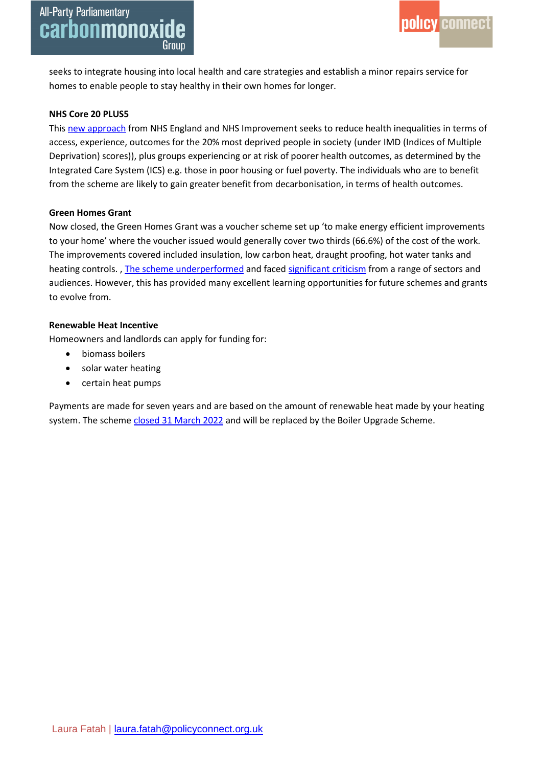seeks to integrate housing into local health and care strategies and establish a minor repairs service for homes to enable people to stay healthy in their own homes for longer.

**NHS Core 20 PLUS5**

This new approach from NHS England and NHS Improvement seeks to reduce health inequalities in terms of access, experience, outcomes for the 20% most deprived people in society (under IMD (Indices of Multiple Deprivation) scores)), plus groups experiencing or at risk of poorer health outcomes, as determined by the Integrated Care System (ICS) e.g. those in poor housing or fuel poverty. The individuals who are to benefit from the scheme are likely to gain greater benefit from decarbonisation, in terms of health outcomes.

**Green Homes Grant**

Now closed, the Green Homes Grant was a voucher scheme set up 'to make energy efficient improvements to your home' where the voucher issued would generally cover two thirds (66.6%) of the cost of the work. The improvements covered included insulation, low carbon heat, draught proofing, hot water tanks and heating controls. , The scheme underperformed and faced significant criticism from a range of sectors and audiences. However, this has provided many excellent learning opportunities for future schemes and grants to evolve from.

**Renewable Heat Incentive**

Homeowners and landlords can apply for funding for:

- biomass boilers
- solar water heating
- certain heat pumps

Payments are made for seven years and are based on the amount of renewable heat made by your heating system. The scheme closed 31 March 2022 and will be replaced by the Boiler Upgrade Scheme.